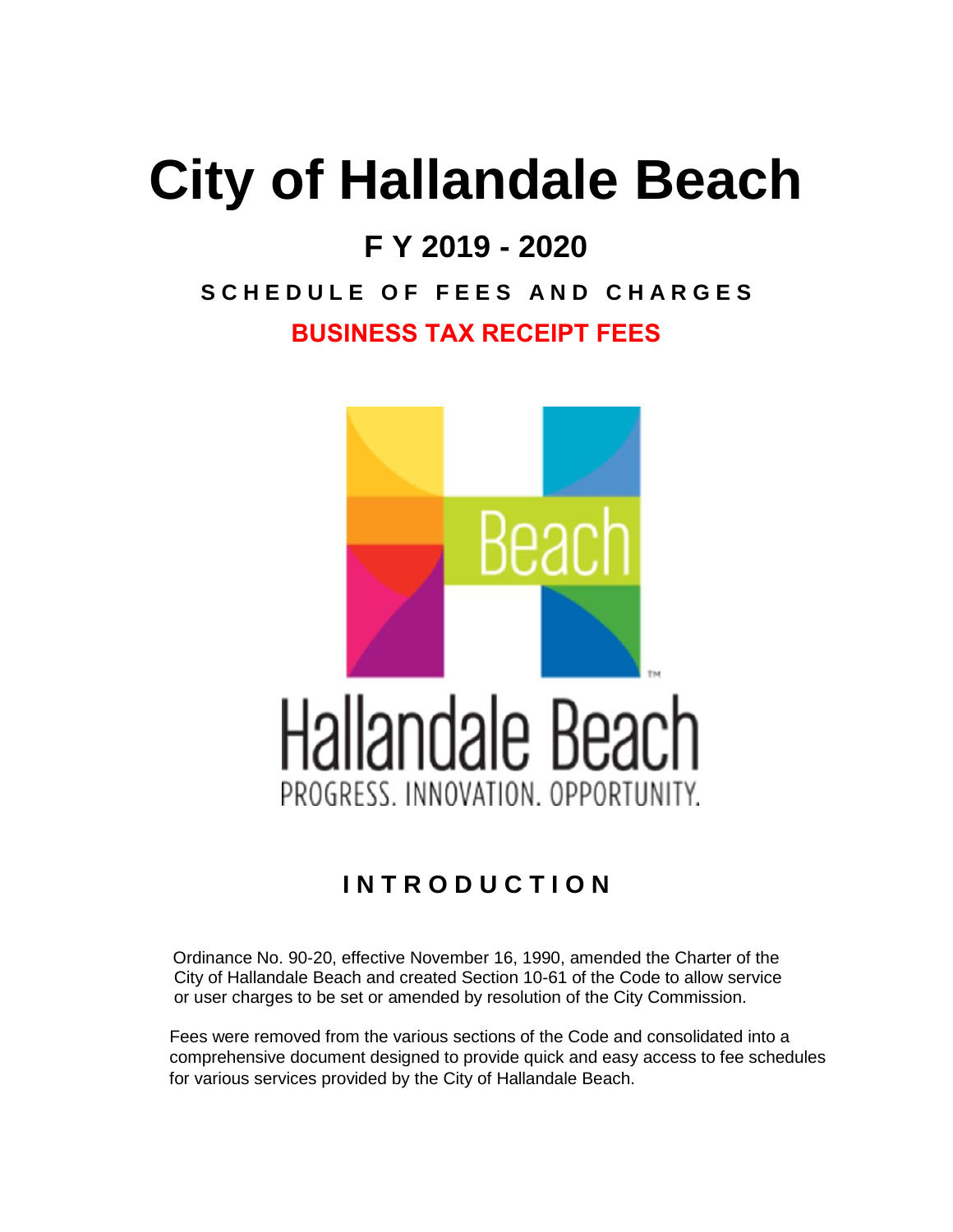# City of Hallandale Beach

## F Y 2019 - 2020

### S C H E D U L E  O F  F E E S  A N D  C H A R G E S

### BUSINESS TAX RECEIPT FEES

Beach

Hallandale Beach

PROGRESS. INNOVATION. OPPORTUNITY.

## I N T R O D U C T I O N

Ordinance No. 90-20, effective November 16, 1990, amended the Charter of the City of Hallandale Beach and created Section 10-61 of the Code to allow service or user charges to be set or amended by resolution of the City Commission.

Fees were removed from the various sections of the Code and consolidated into a comprehensive document designed to provide quick and easy access to fee schedules for various services provided by the City of Hallandale Beach.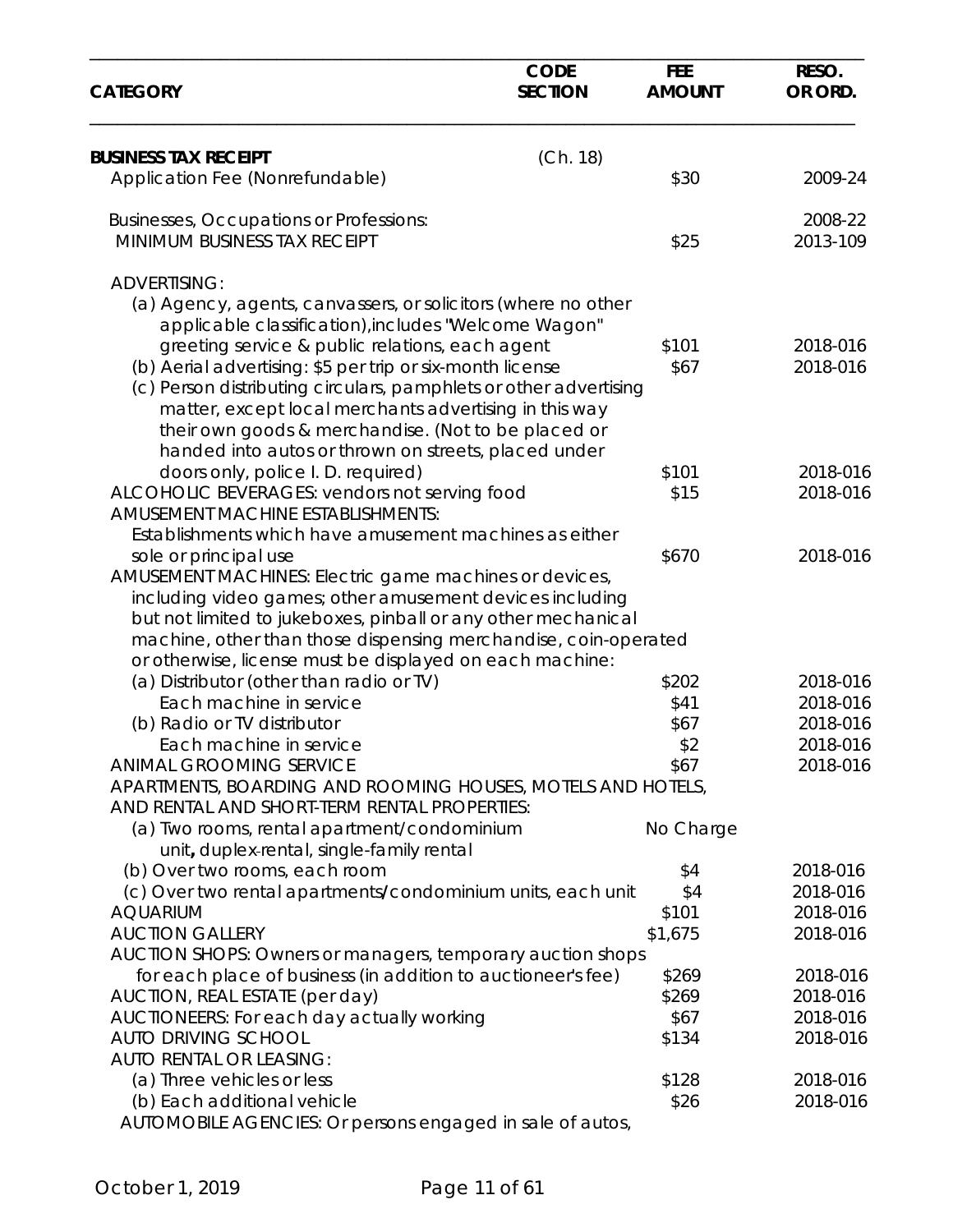| CATEGORY | CODE SECTION | FEE AMOUNT | RESO. OR ORD. |
|---|---|---|---|
| **BUSINESS TAX RECEIPT** | (Ch. 18) | | |
| Application Fee (Nonrefundable) | | $30 | 2009-24 |
| Businesses, Occupations or Professions: | | | 2008-22 |
| MINIMUM BUSINESS TAX RECEIPT | | $25 | 2013-109 |
| ADVERTISING: | | | |
| (a) Agency, agents, canvassers, or solicitors (where no other applicable classification), includes "Welcome Wagon" greeting service & public relations, each agent | | $101 | 2018-016 |
| (b) Aerial advertising: $5 per trip or six-month license | | $67 | 2018-016 |
| (c) Person distributing circulars, pamphlets or other advertising matter, except local merchants advertising in this way their own goods & merchandise. (Not to be placed or handed into autos or thrown on streets, placed under doors only, police I. D. required) | | $101 | 2018-016 |
| ALCOHOLIC BEVERAGES: vendors not serving food | | $15 | 2018-016 |
| AMUSEMENT MACHINE ESTABLISHMENTS: Establishments which have amusement machines as either sole or principal use | | $670 | 2018-016 |
| AMUSEMENT MACHINES: Electric game machines or devices, including video games; other amusement devices including but not limited to jukeboxes, pinball or any other mechanical machine, other than those dispensing merchandise, coin-operated or otherwise, license must be displayed on each machine: | | | |
| (a) Distributor (other than radio or TV) | | $202 | 2018-016 |
| Each machine in service | | $41 | 2018-016 |
| (b) Radio or TV distributor | | $67 | 2018-016 |
| Each machine in service | | $2 | 2018-016 |
| ANIMAL GROOMING SERVICE | | $67 | 2018-016 |
| APARTMENTS, BOARDING AND ROOMING HOUSES, MOTELS AND HOTELS, AND RENTAL AND SHORT-TERM RENTAL PROPERTIES: | | | |
| (a) Two rooms, rental apartment/condominium unit, duplex-rental, single-family rental | | No Charge | |
| (b) Over two rooms, each room | | $4 | 2018-016 |
| (c) Over two rental apartments/condominium units, each unit | | $4 | 2018-016 |
| AQUARIUM | | $101 | 2018-016 |
| AUCTION GALLERY | | $1,675 | 2018-016 |
| AUCTION SHOPS: Owners or managers, temporary auction shops for each place of business (in addition to auctioneer's fee) | | $269 | 2018-016 |
| AUCTION, REAL ESTATE (per day) | | $269 | 2018-016 |
| AUCTIONEERS: For each day actually working | | $67 | 2018-016 |
| AUTO DRIVING SCHOOL | | $134 | 2018-016 |
| AUTO RENTAL OR LEASING: | | | |
| (a) Three vehicles or less | | $128 | 2018-016 |
| (b) Each additional vehicle | | $26 | 2018-016 |
| AUTOMOBILE AGENCIES: Or persons engaged in sale of autos, | | | |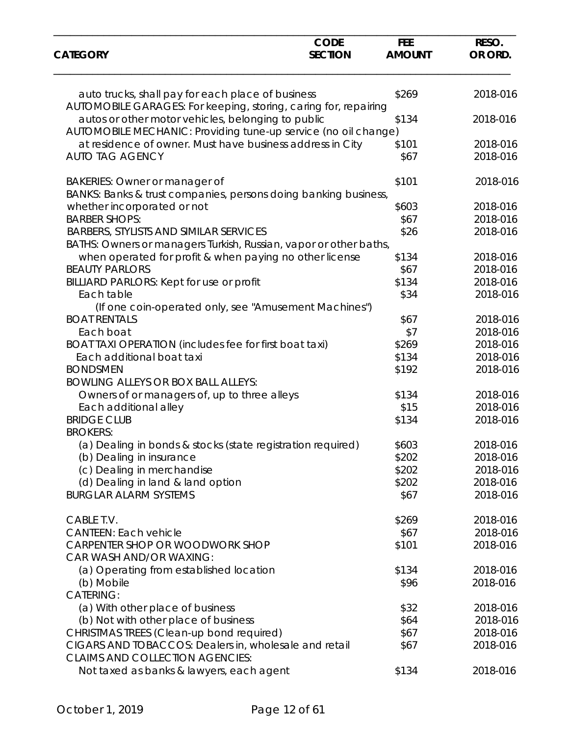| CATEGORY | CODE SECTION | FEE AMOUNT | RESO. OR ORD. |
|---|---|---|---|
| auto trucks, shall pay for each place of business | | $269 | 2018-016 |
| AUTOMOBILE GARAGES: For keeping, storing, caring for, repairing autos or other motor vehicles, belonging to public | | $134 | 2018-016 |
| AUTOMOBILE MECHANIC: Providing tune-up service (no oil change) at residence of owner. Must have business address in City | | $101 | 2018-016 |
| AUTO TAG AGENCY | | $67 | 2018-016 |
| BAKERIES: Owner or manager of | | $101 | 2018-016 |
| BANKS: Banks & trust companies, persons doing banking business, whether incorporated or not | | $603 | 2018-016 |
| BARBER SHOPS: | | $67 | 2018-016 |
| BARBERS, STYLISTS AND SIMILAR SERVICES | | $26 | 2018-016 |
| BATHS: Owners or managers Turkish, Russian, vapor or other baths, when operated for profit & when paying no other license | | $134 | 2018-016 |
| BEAUTY PARLORS | | $67 | 2018-016 |
| BILLIARD PARLORS: Kept for use or profit | | $134 | 2018-016 |
| Each table | | $34 | 2018-016 |
| (If one coin-operated only, see "Amusement Machines") | | | |
| BOAT RENTALS | | $67 | 2018-016 |
| Each boat | | $7 | 2018-016 |
| BOAT TAXI OPERATION (includes fee for first boat taxi) | | $269 | 2018-016 |
| Each additional boat taxi | | $134 | 2018-016 |
| BONDSMEN | | $192 | 2018-016 |
| BOWLING ALLEYS OR BOX BALL ALLEYS: | | | |
| Owners of or managers of, up to three alleys | | $134 | 2018-016 |
| Each additional alley | | $15 | 2018-016 |
| BRIDGE CLUB | | $134 | 2018-016 |
| BROKERS: | | | |
| (a) Dealing in bonds & stocks (state registration required) | | $603 | 2018-016 |
| (b) Dealing in insurance | | $202 | 2018-016 |
| (c) Dealing in merchandise | | $202 | 2018-016 |
| (d) Dealing in land & land option | | $202 | 2018-016 |
| BURGLAR ALARM SYSTEMS | | $67 | 2018-016 |
| CABLE T.V. | | $269 | 2018-016 |
| CANTEEN: Each vehicle | | $67 | 2018-016 |
| CARPENTER SHOP OR WOODWORK SHOP | | $101 | 2018-016 |
| CAR WASH AND/OR WAXING: | | | |
| (a) Operating from established location | | $134 | 2018-016 |
| (b) Mobile | | $96 | 2018-016 |
| CATERING: | | | |
| (a) With other place of business | | $32 | 2018-016 |
| (b) Not with other place of business | | $64 | 2018-016 |
| CHRISTMAS TREES (Clean-up bond required) | | $67 | 2018-016 |
| CIGARS AND TOBACCOS: Dealers in, wholesale and retail | | $67 | 2018-016 |
| CLAIMS AND COLLECTION AGENCIES: | | | |
| Not taxed as banks & lawyers, each agent | | $134 | 2018-016 |

October 1, 2019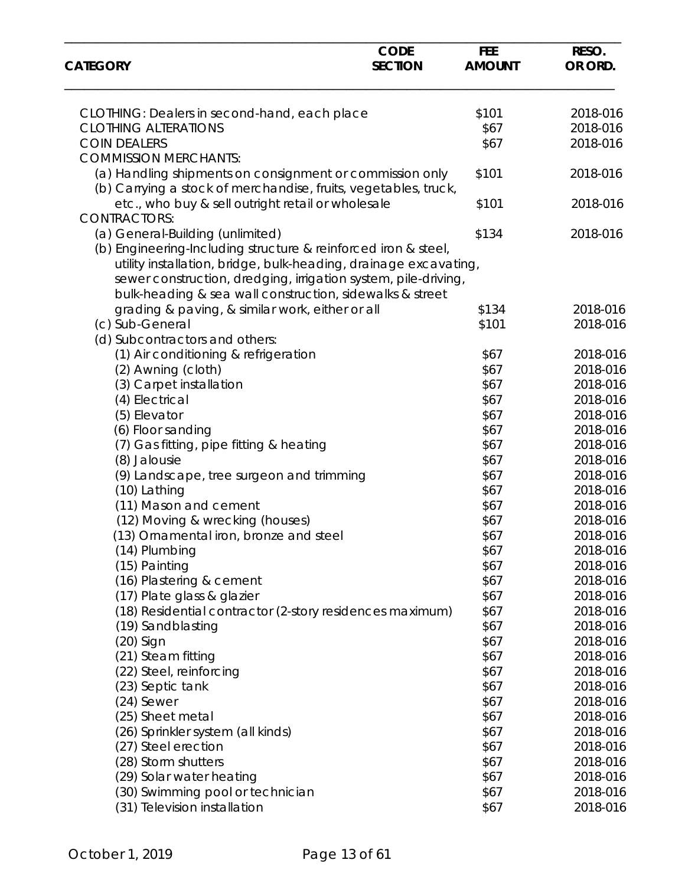| CATEGORY | CODE SECTION | FEE AMOUNT | RESO. OR ORD. |
|---|---|---|---|
| CLOTHING: Dealers in second-hand, each place | | $101 | 2018-016 |
| CLOTHING ALTERATIONS | | $67 | 2018-016 |
| COIN DEALERS | | $67 | 2018-016 |
| COMMISSION MERCHANTS: | | | |
| (a) Handling shipments on consignment or commission only | | $101 | 2018-016 |
| (b) Carrying a stock of merchandise, fruits, vegetables, truck, etc., who buy & sell outright retail or wholesale | | $101 | 2018-016 |
| CONTRACTORS: | | | |
| (a) General-Building (unlimited) | | $134 | 2018-016 |
| (b) Engineering-Including structure & reinforced iron & steel, utility installation, bridge, bulk-heading, drainage excavating, sewer construction, dredging, irrigation system, pile-driving, bulk-heading & sea wall construction, sidewalks & street grading & paving, & similar work, either or all | | $134 | 2018-016 |
| (c) Sub-General | | $101 | 2018-016 |
| (d) Subcontractors and others: | | | |
| (1) Air conditioning & refrigeration | | $67 | 2018-016 |
| (2) Awning (cloth) | | $67 | 2018-016 |
| (3) Carpet installation | | $67 | 2018-016 |
| (4) Electrical | | $67 | 2018-016 |
| (5) Elevator | | $67 | 2018-016 |
| (6) Floor sanding | | $67 | 2018-016 |
| (7) Gas fitting, pipe fitting & heating | | $67 | 2018-016 |
| (8) Jalousie | | $67 | 2018-016 |
| (9) Landscape, tree surgeon and trimming | | $67 | 2018-016 |
| (10) Lathing | | $67 | 2018-016 |
| (11) Mason and cement | | $67 | 2018-016 |
| (12) Moving & wrecking (houses) | | $67 | 2018-016 |
| (13) Ornamental iron, bronze and steel | | $67 | 2018-016 |
| (14) Plumbing | | $67 | 2018-016 |
| (15) Painting | | $67 | 2018-016 |
| (16) Plastering & cement | | $67 | 2018-016 |
| (17) Plate glass & glazier | | $67 | 2018-016 |
| (18) Residential contractor (2-story residences maximum) | | $67 | 2018-016 |
| (19) Sandblasting | | $67 | 2018-016 |
| (20) Sign | | $67 | 2018-016 |
| (21) Steam fitting | | $67 | 2018-016 |
| (22) Steel, reinforcing | | $67 | 2018-016 |
| (23) Septic tank | | $67 | 2018-016 |
| (24) Sewer | | $67 | 2018-016 |
| (25) Sheet metal | | $67 | 2018-016 |
| (26) Sprinkler system (all kinds) | | $67 | 2018-016 |
| (27) Steel erection | | $67 | 2018-016 |
| (28) Storm shutters | | $67 | 2018-016 |
| (29) Solar water heating | | $67 | 2018-016 |
| (30) Swimming pool or technician | | $67 | 2018-016 |
| (31) Television installation | | $67 | 2018-016 |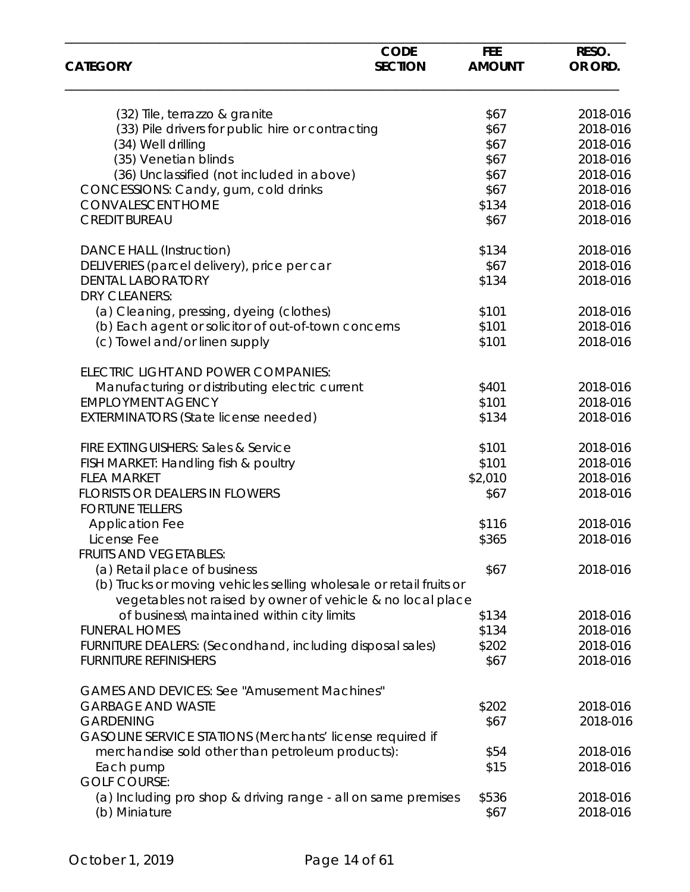| CATEGORY | CODE SECTION | FEE AMOUNT | RESO. OR ORD. |
|---|---|---|---|
| (32) Tile, terrazzo & granite | | $67 | 2018-016 |
| (33) Pile drivers for public hire or contracting | | $67 | 2018-016 |
| (34) Well drilling | | $67 | 2018-016 |
| (35) Venetian blinds | | $67 | 2018-016 |
| (36) Unclassified (not included in above) | | $67 | 2018-016 |
| CONCESSIONS: Candy, gum, cold drinks | | $67 | 2018-016 |
| CONVALESCENT HOME | | $134 | 2018-016 |
| CREDIT BUREAU | | $67 | 2018-016 |
| DANCE HALL (Instruction) | | $134 | 2018-016 |
| DELIVERIES (parcel delivery), price per car | | $67 | 2018-016 |
| DENTAL LABORATORY | | $134 | 2018-016 |
| DRY CLEANERS: | | | |
| (a) Cleaning, pressing, dyeing (clothes) | | $101 | 2018-016 |
| (b) Each agent or solicitor of out-of-town concerns | | $101 | 2018-016 |
| (c) Towel and/or linen supply | | $101 | 2018-016 |
| ELECTRIC LIGHT AND POWER COMPANIES: | | | |
| Manufacturing or distributing electric current | | $401 | 2018-016 |
| EMPLOYMENT AGENCY | | $101 | 2018-016 |
| EXTERMINATORS (State license needed) | | $134 | 2018-016 |
| FIRE EXTINGUISHERS: Sales & Service | | $101 | 2018-016 |
| FISH MARKET: Handling fish & poultry | | $101 | 2018-016 |
| FLEA MARKET | | $2,010 | 2018-016 |
| FLORISTS OR DEALERS IN FLOWERS | | $67 | 2018-016 |
| FORTUNE TELLERS | | | |
| Application Fee | | $116 | 2018-016 |
| License Fee | | $365 | 2018-016 |
| FRUITS AND VEGETABLES: | | | |
| (a) Retail place of business | | $67 | 2018-016 |
| (b) Trucks or moving vehicles selling wholesale or retail fruits or vegetables not raised by owner of vehicle & no local place of business\ maintained within city limits | | $134 | 2018-016 |
| FUNERAL HOMES | | $134 | 2018-016 |
| FURNITURE DEALERS: (Secondhand, including disposal sales) | | $202 | 2018-016 |
| FURNITURE REFINISHERS | | $67 | 2018-016 |
| GAMES AND DEVICES: See "Amusement Machines" | | | |
| GARBAGE AND WASTE | | $202 | 2018-016 |
| GARDENING | | $67 | 2018-016 |
| GASOLINE SERVICE STATIONS (Merchants' license required if merchandise sold other than petroleum products): | | $54 | 2018-016 |
| Each pump | | $15 | 2018-016 |
| GOLF COURSE: | | | |
| (a) Including pro shop & driving range - all on same premises | | $536 | 2018-016 |
| (b) Miniature | | $67 | 2018-016 |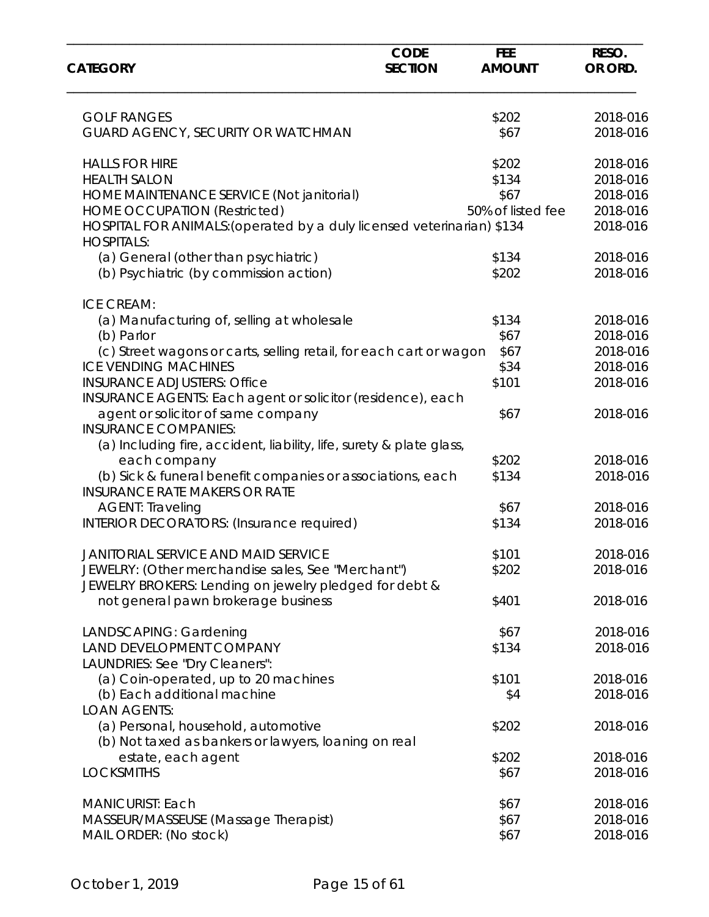| CATEGORY | CODE SECTION | FEE AMOUNT | RESO. OR ORD. |
|---|---|---|---|
| GOLF RANGES | | $202 | 2018-016 |
| GUARD AGENCY, SECURITY OR WATCHMAN | | $67 | 2018-016 |
| HALLS FOR HIRE | | $202 | 2018-016 |
| HEALTH SALON | | $134 | 2018-016 |
| HOME MAINTENANCE SERVICE (Not janitorial) | | $67 | 2018-016 |
| HOME OCCUPATION (Restricted) | | 50% of listed fee | 2018-016 |
| HOSPITAL FOR ANIMALS:(operated by a duly licensed veterinarian) | | $134 | 2018-016 |
| HOSPITALS: | | | |
| (a) General (other than psychiatric) | | $134 | 2018-016 |
| (b) Psychiatric (by commission action) | | $202 | 2018-016 |
| ICE CREAM: | | | |
| (a) Manufacturing of, selling at wholesale | | $134 | 2018-016 |
| (b) Parlor | | $67 | 2018-016 |
| (c) Street wagons or carts, selling retail, for each cart or wagon | | $67 | 2018-016 |
| ICE VENDING MACHINES | | $34 | 2018-016 |
| INSURANCE ADJUSTERS: Office | | $101 | 2018-016 |
| INSURANCE AGENTS: Each agent or solicitor (residence), each agent or solicitor of same company | | $67 | 2018-016 |
| INSURANCE COMPANIES: | | | |
| (a) Including fire, accident, liability, life, surety & plate glass, each company | | $202 | 2018-016 |
| (b) Sick & funeral benefit companies or associations, each | | $134 | 2018-016 |
| INSURANCE RATE MAKERS OR RATE AGENT: Traveling | | $67 | 2018-016 |
| INTERIOR DECORATORS: (Insurance required) | | $134 | 2018-016 |
| JANITORIAL SERVICE AND MAID SERVICE | | $101 | 2018-016 |
| JEWELRY: (Other merchandise sales, See "Merchant") | | $202 | 2018-016 |
| JEWELRY BROKERS: Lending on jewelry pledged for debt & not general pawn brokerage business | | $401 | 2018-016 |
| LANDSCAPING: Gardening | | $67 | 2018-016 |
| LAND DEVELOPMENT COMPANY | | $134 | 2018-016 |
| LAUNDRIES: See "Dry Cleaners": | | | |
| (a) Coin-operated, up to 20 machines | | $101 | 2018-016 |
| (b) Each additional machine | | $4 | 2018-016 |
| LOAN AGENTS: | | | |
| (a) Personal, household, automotive | | $202 | 2018-016 |
| (b) Not taxed as bankers or lawyers, loaning on real estate, each agent | | $202 | 2018-016 |
| LOCKSMITHS | | $67 | 2018-016 |
| MANICURIST: Each | | $67 | 2018-016 |
| MASSEUR/MASSEUSE (Massage Therapist) | | $67 | 2018-016 |
| MAIL ORDER: (No stock) | | $67 | 2018-016 |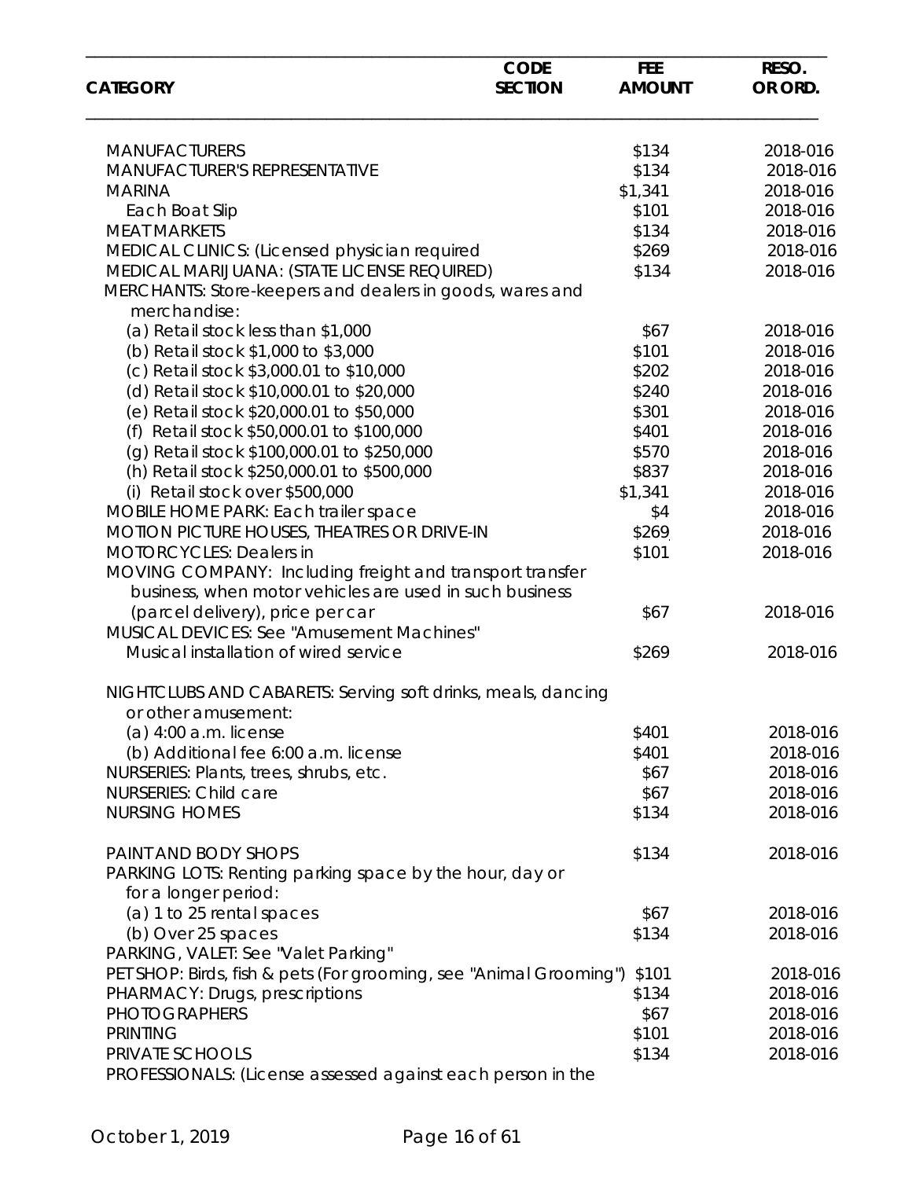| CATEGORY | CODE SECTION | FEE AMOUNT | RESO. OR ORD. |
|---|---|---|---|
| MANUFACTURERS | | $134 | 2018-016 |
| MANUFACTURER'S REPRESENTATIVE | | $134 | 2018-016 |
| MARINA | | $1,341 | 2018-016 |
| Each Boat Slip | | $101 | 2018-016 |
| MEAT MARKETS | | $134 | 2018-016 |
| MEDICAL CLINICS: (Licensed physician required | | $269 | 2018-016 |
| MEDICAL MARIJUANA: (STATE LICENSE REQUIRED) | | $134 | 2018-016 |
| MERCHANTS: Store-keepers and dealers in goods, wares and merchandise: | | | |
| (a) Retail stock less than $1,000 | | $67 | 2018-016 |
| (b) Retail stock $1,000 to $3,000 | | $101 | 2018-016 |
| (c) Retail stock $3,000.01 to $10,000 | | $202 | 2018-016 |
| (d) Retail stock $10,000.01 to $20,000 | | $240 | 2018-016 |
| (e) Retail stock $20,000.01 to $50,000 | | $301 | 2018-016 |
| (f) Retail stock $50,000.01 to $100,000 | | $401 | 2018-016 |
| (g) Retail stock $100,000.01 to $250,000 | | $570 | 2018-016 |
| (h) Retail stock $250,000.01 to $500,000 | | $837 | 2018-016 |
| (i) Retail stock over $500,000 | | $1,341 | 2018-016 |
| MOBILE HOME PARK: Each trailer space | | $4 | 2018-016 |
| MOTION PICTURE HOUSES, THEATRES OR DRIVE-IN | | $269 | 2018-016 |
| MOTORCYCLES: Dealers in | | $101 | 2018-016 |
| MOVING COMPANY: Including freight and transport transfer business, when motor vehicles are used in such business (parcel delivery), price per car | | $67 | 2018-016 |
| MUSICAL DEVICES: See "Amusement Machines" | | | |
| Musical installation of wired service | | $269 | 2018-016 |
| NIGHTCLUBS AND CABARETS: Serving soft drinks, meals, dancing or other amusement: | | | |
| (a) 4:00 a.m. license | | $401 | 2018-016 |
| (b) Additional fee 6:00 a.m. license | | $401 | 2018-016 |
| NURSERIES: Plants, trees, shrubs, etc. | | $67 | 2018-016 |
| NURSERIES: Child care | | $67 | 2018-016 |
| NURSING HOMES | | $134 | 2018-016 |
| PAINT AND BODY SHOPS | | $134 | 2018-016 |
| PARKING LOTS: Renting parking space by the hour, day or for a longer period: | | | |
| (a) 1 to 25 rental spaces | | $67 | 2018-016 |
| (b) Over 25 spaces | | $134 | 2018-016 |
| PARKING, VALET: See "Valet Parking" | | | |
| PET SHOP: Birds, fish & pets (For grooming, see "Animal Grooming") | | $101 | 2018-016 |
| PHARMACY: Drugs, prescriptions | | $134 | 2018-016 |
| PHOTOGRAPHERS | | $67 | 2018-016 |
| PRINTING | | $101 | 2018-016 |
| PRIVATE SCHOOLS | | $134 | 2018-016 |
| PROFESSIONALS: (License assessed against each person in the | | | |

October 1, 2019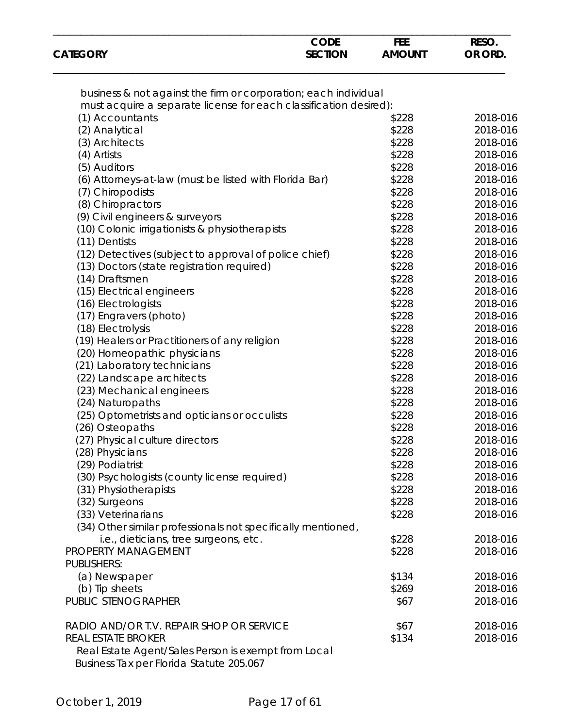| CATEGORY | CODE SECTION | FEE AMOUNT | RESO. OR ORD. |
|---|---|---|---|
| business & not against the firm or corporation; each individual must acquire a separate license for each classification desired): | | | |
| (1) Accountants | | $228 | 2018-016 |
| (2) Analytical | | $228 | 2018-016 |
| (3) Architects | | $228 | 2018-016 |
| (4) Artists | | $228 | 2018-016 |
| (5) Auditors | | $228 | 2018-016 |
| (6) Attorneys-at-law (must be listed with Florida Bar) | | $228 | 2018-016 |
| (7) Chiropodists | | $228 | 2018-016 |
| (8) Chiropractors | | $228 | 2018-016 |
| (9) Civil engineers & surveyors | | $228 | 2018-016 |
| (10) Colonic irrigationists & physiotherapists | | $228 | 2018-016 |
| (11) Dentists | | $228 | 2018-016 |
| (12) Detectives (subject to approval of police chief) | | $228 | 2018-016 |
| (13) Doctors (state registration required) | | $228 | 2018-016 |
| (14) Draftsmen | | $228 | 2018-016 |
| (15) Electrical engineers | | $228 | 2018-016 |
| (16) Electrologists | | $228 | 2018-016 |
| (17) Engravers (photo) | | $228 | 2018-016 |
| (18) Electrolysis | | $228 | 2018-016 |
| (19) Healers or Practitioners of any religion | | $228 | 2018-016 |
| (20) Homeopathic physicians | | $228 | 2018-016 |
| (21) Laboratory technicians | | $228 | 2018-016 |
| (22) Landscape architects | | $228 | 2018-016 |
| (23) Mechanical engineers | | $228 | 2018-016 |
| (24) Naturopaths | | $228 | 2018-016 |
| (25) Optometrists and opticians or occulists | | $228 | 2018-016 |
| (26) Osteopaths | | $228 | 2018-016 |
| (27) Physical culture directors | | $228 | 2018-016 |
| (28) Physicians | | $228 | 2018-016 |
| (29) Podiatrist | | $228 | 2018-016 |
| (30) Psychologists (county license required) | | $228 | 2018-016 |
| (31) Physiotherapists | | $228 | 2018-016 |
| (32) Surgeons | | $228 | 2018-016 |
| (33) Veterinarians | | $228 | 2018-016 |
| (34) Other similar professionals not specifically mentioned, i.e., dieticians, tree surgeons, etc. | | $228 | 2018-016 |
| PROPERTY MANAGEMENT | | $228 | 2018-016 |
| PUBLISHERS: | | | |
| (a) Newspaper | | $134 | 2018-016 |
| (b) Tip sheets | | $269 | 2018-016 |
| PUBLIC STENOGRAPHER | | $67 | 2018-016 |
| RADIO AND/OR T.V. REPAIR SHOP OR SERVICE | | $67 | 2018-016 |
| REAL ESTATE BROKER | | $134 | 2018-016 |
| Real Estate Agent/Sales Person is exempt from Local Business Tax per Florida Statute 205.067 | | | |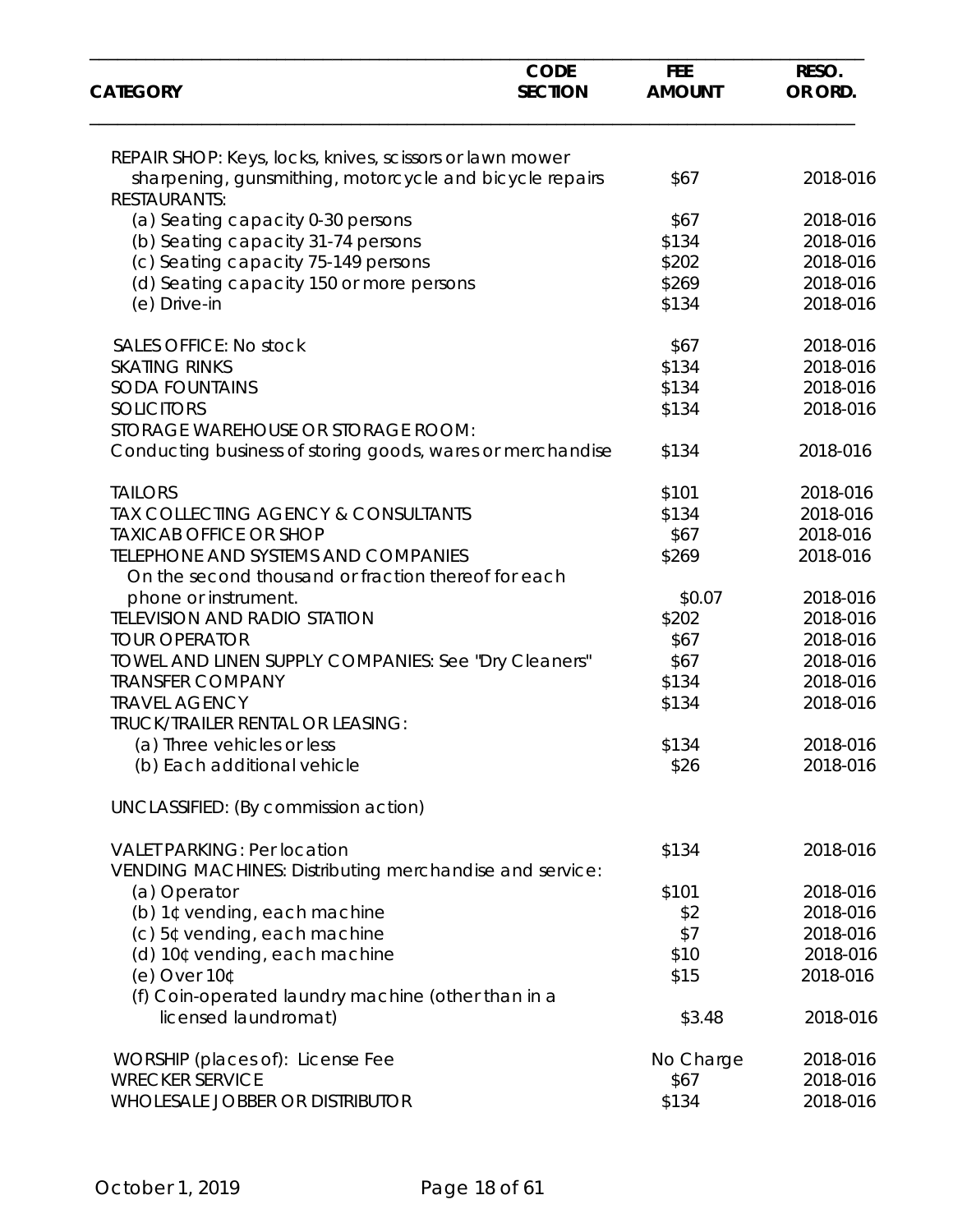| CATEGORY | CODE SECTION | FEE AMOUNT | RESO. OR ORD. |
|---|---|---|---|
| REPAIR SHOP: Keys, locks, knives, scissors or lawn mower sharpening, gunsmithing, motorcycle and bicycle repairs | | $67 | 2018-016 |
| RESTAURANTS: | | | |
| (a) Seating capacity 0-30 persons | | $67 | 2018-016 |
| (b) Seating capacity 31-74 persons | | $134 | 2018-016 |
| (c) Seating capacity 75-149 persons | | $202 | 2018-016 |
| (d) Seating capacity 150 or more persons | | $269 | 2018-016 |
| (e) Drive-in | | $134 | 2018-016 |
| SALES OFFICE: No stock | | $67 | 2018-016 |
| SKATING RINKS | | $134 | 2018-016 |
| SODA FOUNTAINS | | $134 | 2018-016 |
| SOLICITORS | | $134 | 2018-016 |
| STORAGE WAREHOUSE OR STORAGE ROOM: Conducting business of storing goods, wares or merchandise | | $134 | 2018-016 |
| TAILORS | | $101 | 2018-016 |
| TAX COLLECTING AGENCY & CONSULTANTS | | $134 | 2018-016 |
| TAXICAB OFFICE OR SHOP | | $67 | 2018-016 |
| TELEPHONE AND SYSTEMS AND COMPANIES | | $269 | 2018-016 |
| On the second thousand or fraction thereof for each phone or instrument. | | $0.07 | 2018-016 |
| TELEVISION AND RADIO STATION | | $202 | 2018-016 |
| TOUR OPERATOR | | $67 | 2018-016 |
| TOWEL AND LINEN SUPPLY COMPANIES: See "Dry Cleaners" | | $67 | 2018-016 |
| TRANSFER COMPANY | | $134 | 2018-016 |
| TRAVEL AGENCY | | $134 | 2018-016 |
| TRUCK/TRAILER RENTAL OR LEASING: | | | |
| (a) Three vehicles or less | | $134 | 2018-016 |
| (b) Each additional vehicle | | $26 | 2018-016 |
| UNCLASSIFIED: (By commission action) | | | |
| VALET PARKING: Per location | | $134 | 2018-016 |
| VENDING MACHINES: Distributing merchandise and service: | | | |
| (a) Operator | | $101 | 2018-016 |
| (b) 1¢ vending, each machine | | $2 | 2018-016 |
| (c) 5¢ vending, each machine | | $7 | 2018-016 |
| (d) 10¢ vending, each machine | | $10 | 2018-016 |
| (e) Over 10¢ | | $15 | 2018-016 |
| (f) Coin-operated laundry machine (other than in a licensed laundromat) | | $3.48 | 2018-016 |
| WORSHIP (places of): License Fee | | No Charge | 2018-016 |
| WRECKER SERVICE | | $67 | 2018-016 |
| WHOLESALE JOBBER OR DISTRIBUTOR | | $134 | 2018-016 |

October 1, 2019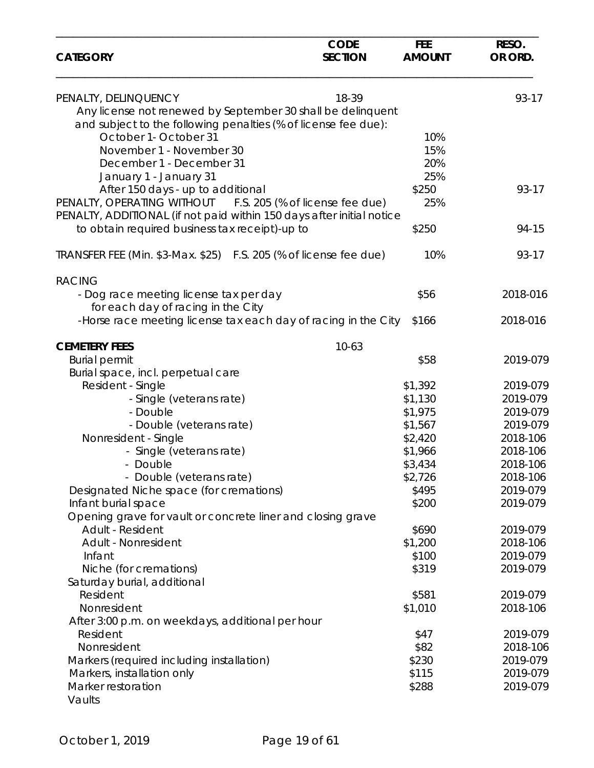| CATEGORY | CODE SECTION | FEE AMOUNT | RESO. OR ORD. |
|---|---|---|---|
| PENALTY, DELINQUENCY | 18-39 | | 93-17 |
| Any license not renewed by September 30 shall be delinquent and subject to the following penalties (% of license fee due): | | | |
| October 1- October 31 | | 10% | |
| November 1 - November 30 | | 15% | |
| December 1 - December 31 | | 20% | |
| January 1 - January 31 | | 25% | |
| After 150 days - up to additional | | $250 | 93-17 |
| PENALTY, OPERATING WITHOUT | F.S. 205 (% of license fee due) | 25% | |
| PENALTY, ADDITIONAL (if not paid within 150 days after initial notice to obtain required business tax receipt)-up to | | $250 | 94-15 |
| TRANSFER FEE (Min. $3-Max. $25) | F.S. 205 (% of license fee due) | 10% | 93-17 |
| RACING | | | |
| - Dog race meeting license tax per day for each day of racing in the City | | $56 | 2018-016 |
| -Horse race meeting license tax each day of racing in the City | | $166 | 2018-016 |
| **CEMETERY FEES** | 10-63 | | |
| Burial permit | | $58 | 2019-079 |
| Burial space, incl. perpetual care | | | |
| Resident - Single | | $1,392 | 2019-079 |
| - Single (veterans rate) | | $1,130 | 2019-079 |
| - Double | | $1,975 | 2019-079 |
| - Double (veterans rate) | | $1,567 | 2019-079 |
| Nonresident - Single | | $2,420 | 2018-106 |
| - Single (veterans rate) | | $1,966 | 2018-106 |
| - Double | | $3,434 | 2018-106 |
| - Double (veterans rate) | | $2,726 | 2018-106 |
| Designated Niche space (for cremations) | | $495 | 2019-079 |
| Infant burial space | | $200 | 2019-079 |
| Opening grave for vault or concrete liner and closing grave | | | |
| Adult - Resident | | $690 | 2019-079 |
| Adult - Nonresident | | $1,200 | 2018-106 |
| Infant | | $100 | 2019-079 |
| Niche (for cremations) | | $319 | 2019-079 |
| Saturday burial, additional | | | |
| Resident | | $581 | 2019-079 |
| Nonresident | | $1,010 | 2018-106 |
| After 3:00 p.m. on weekdays, additional per hour | | | |
| Resident | | $47 | 2019-079 |
| Nonresident | | $82 | 2018-106 |
| Markers (required including installation) | | $230 | 2019-079 |
| Markers, installation only | | $115 | 2019-079 |
| Marker restoration | | $288 | 2019-079 |
| Vaults | | | |

October 1, 2019